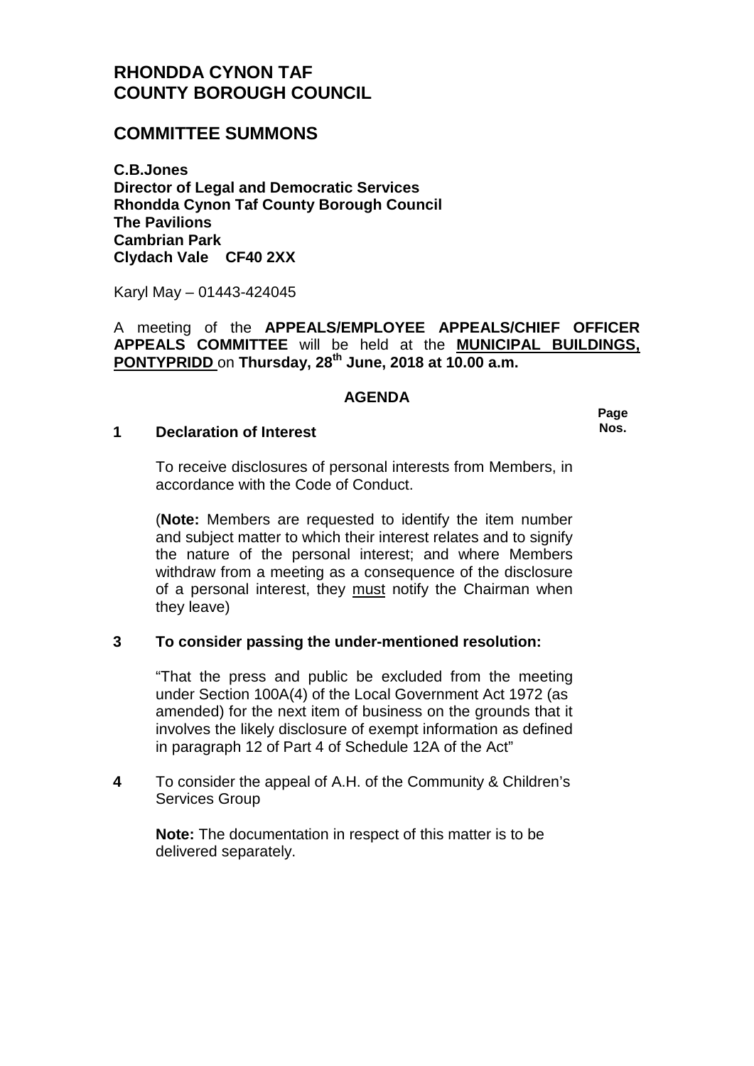# RHONDDA CYNON TAF COUNTY BOROUGH COUNCIL

## COMMITTEE SUMMONS

**C.B.Jones**
**Director of Legal and Democratic Services**
**Rhondda Cynon Taf County Borough Council**
**The Pavilions**
**Cambrian Park**
**Clydach Vale CF40 2XX**

Karyl May – 01443-424045

A meeting of the **APPEALS/EMPLOYEE APPEALS/CHIEF OFFICER APPEALS COMMITTEE** will be held at the **MUNICIPAL BUILDINGS, PONTYPRIDD** on **Thursday, 28th June, 2018 at 10.00 a.m.**

### AGENDA

**Page Nos.**

**1 Declaration of Interest**

To receive disclosures of personal interests from Members, in accordance with the Code of Conduct.

(**Note:** Members are requested to identify the item number and subject matter to which their interest relates and to signify the nature of the personal interest; and where Members withdraw from a meeting as a consequence of the disclosure of a personal interest, they must notify the Chairman when they leave)

**3 To consider passing the under-mentioned resolution:**

"That the press and public be excluded from the meeting under Section 100A(4) of the Local Government Act 1972 (as amended) for the next item of business on the grounds that it involves the likely disclosure of exempt information as defined in paragraph 12 of Part 4 of Schedule 12A of the Act"

**4** To consider the appeal of A.H. of the Community & Children's Services Group

**Note:** The documentation in respect of this matter is to be delivered separately.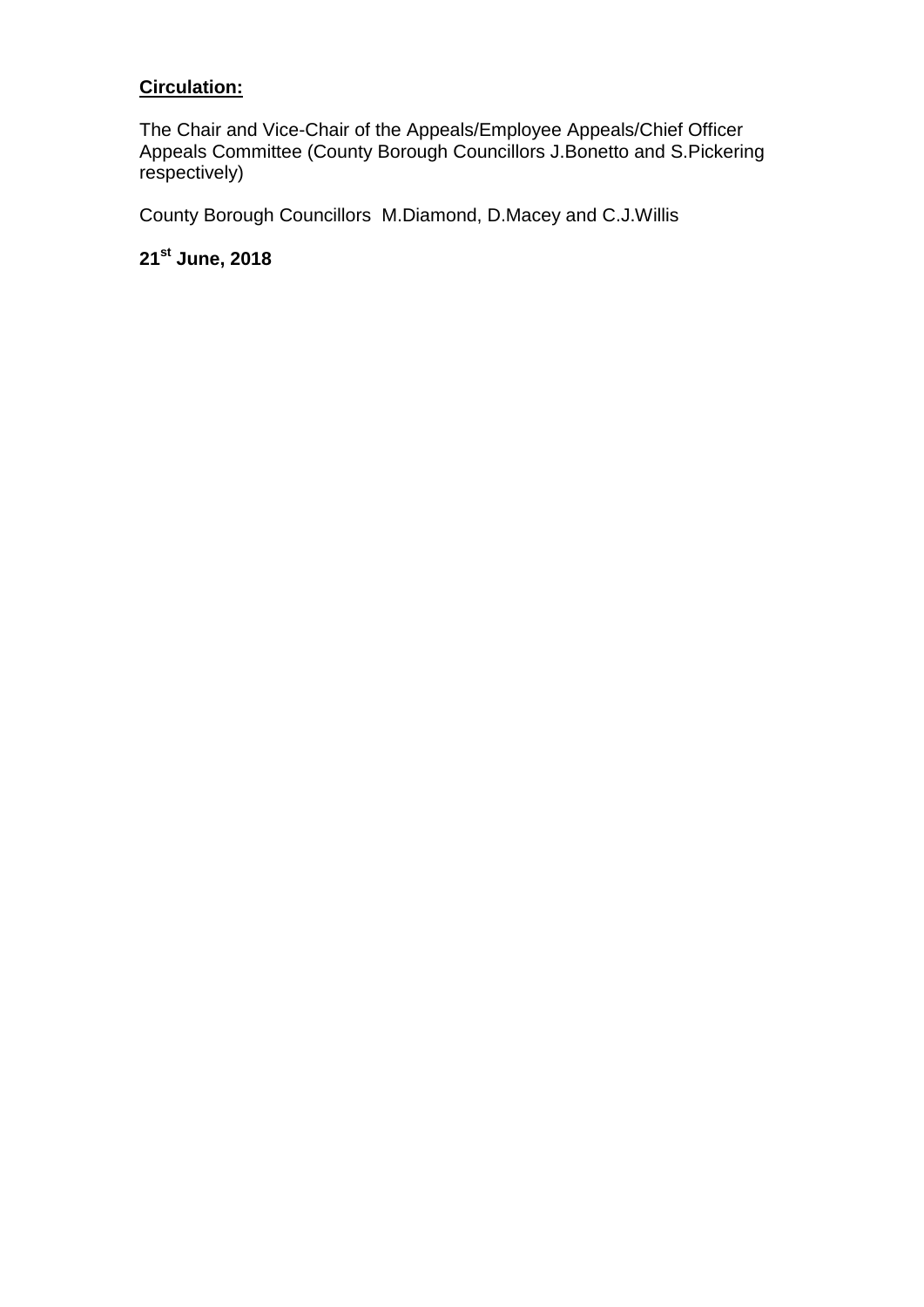**Circulation:**

The Chair and Vice-Chair of the Appeals/Employee Appeals/Chief Officer Appeals Committee (County Borough Councillors J.Bonetto and S.Pickering respectively)

County Borough Councillors M.Diamond, D.Macey and C.J.Willis

**21st June, 2018**